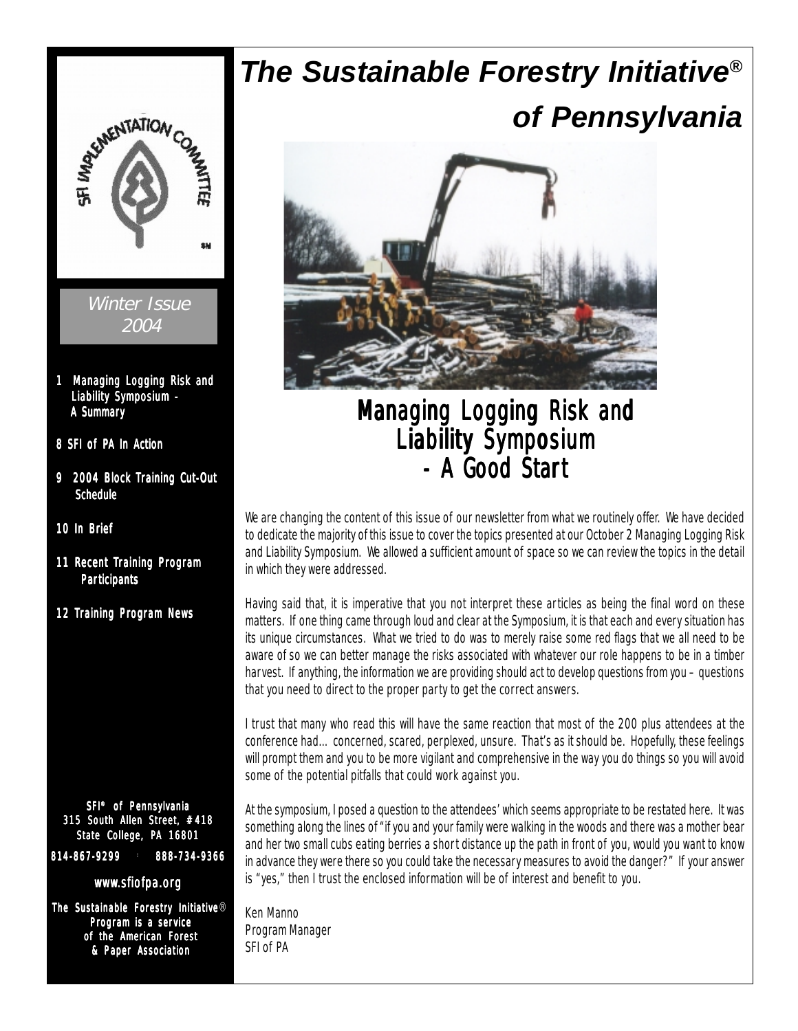# The Sustainable Forestry Initiative® of Pennsylvania

SFI IMPLEMENTATION COMMITTEE

Winter Issue 2004

- 1 Managing Logging Risk and Liability Symposium - A Summary
- 8 SFI of PA In Action
- 9 2004 Block Training Cut-Out Schedule
- 10 In Brief
- 11 Recent Training Program Participants
- 12 Training Program News

## Managing Logging Risk and Liability Symposium - A Good Start

We are changing the content of this issue of our newsletter from what we routinely offer. We have decided to dedicate the majority of this issue to cover the topics presented at our October 2 Managing Logging Risk and Liability Symposium. We allowed a sufficient amount of space so we can review the topics in the detail in which they were addressed.

Having said that, it is imperative that you not interpret these articles as being the final word on these matters. If one thing came through loud and clear at the Symposium, it is that each and every situation has its unique circumstances. What we tried to do was to merely raise some red flags that we all need to be aware of so we can better manage the risks associated with whatever our role happens to be in a timber harvest. If anything, the information we are providing should act to develop questions from you – questions that you need to direct to the proper party to get the correct answers.

I trust that many who read this will have the same reaction that most of the 200 plus attendees at the conference had... concerned, scared, perplexed, unsure. That's as it should be. Hopefully, these feelings will prompt them and you to be more vigilant and comprehensive in the way you do things so you will avoid some of the potential pitfalls that could work against you.

At the symposium, I posed a question to the attendees' which seems appropriate to be restated here. It was something along the lines of "if you and your family were walking in the woods and there was a mother bear and her two small cubs eating berries a short distance up the path in front of you, would you want to know in advance they were there so you could take the necessary measures to avoid the danger?" If your answer is "yes," then I trust the enclosed information will be of interest and benefit to you.

Ken Manno
Program Manager
SFI of PA

**SFI® of Pennsylvania**
**315 South Allen Street, #418**
**State College, PA 16801**
**814-867-9299 · 888-734-9366**

**www.sfiofpa.org**

**The Sustainable Forestry Initiative® Program is a service of the American Forest & Paper Association**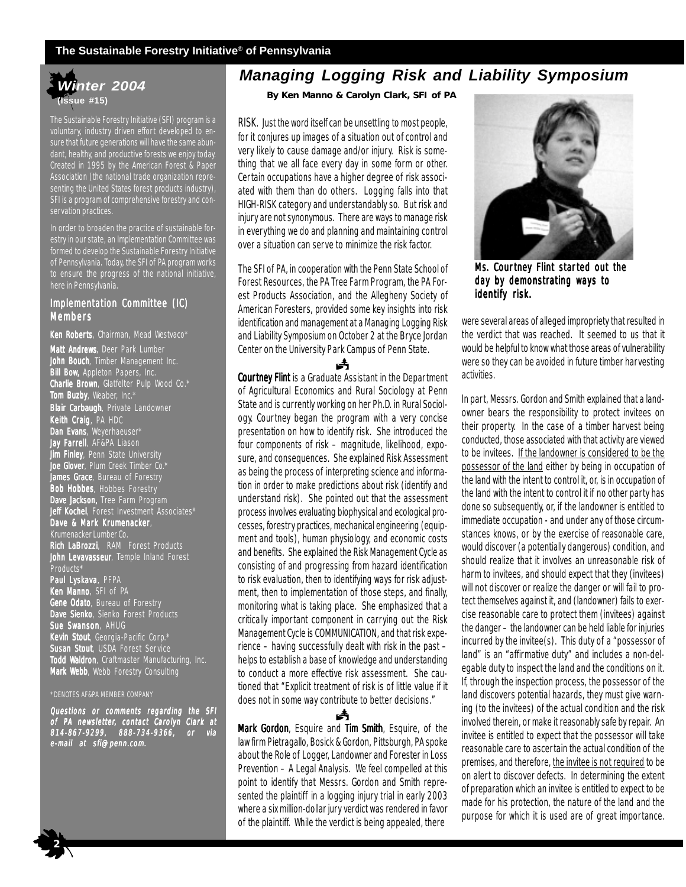**Winter 2004**
**(Issue #15)**

The Sustainable Forestry Initiative (SFI) program is a voluntary, industry driven effort developed to ensure that future generations will have the same abundant, healthy, and productive forests we enjoy today. Created in 1995 by the American Forest & Paper Association (the national trade organization representing the United States forest products industry), SFI is a program of comprehensive forestry and conservation practices.

In order to broaden the practice of sustainable forestry in our state, an Implementation Committee was formed to develop the Sustainable Forestry Initiative of Pennsylvania. Today, the SFI of PA program works to ensure the progress of the national initiative, here in Pennsylvania.

### Implementation Committee (IC) Members

**Ken Roberts**, Chairman, Mead Westvaco*
**Matt Andrews**, Deer Park Lumber
**John Bouch**, Timber Management Inc.
**Bill Bow**, Appleton Papers, Inc.
**Charlie Brown**, Glatfelter Pulp Wood Co.*
**Tom Buzby**, Weaber, Inc.*
**Blair Carbaugh**, Private Landowner
**Keith Craig**, PA HDC
**Dan Evans**, Weyerhaeuser*
**Jay Farrell**, AF&PA Liason
**Jim Finley**, Penn State University
**Joe Glover**, Plum Creek Timber Co.*
**James Grace**, Bureau of Forestry
**Bob Hobbes**, Hobbes Forestry
**Dave Jackson**, Tree Farm Program
**Jeff Kochel**, Forest Investment Associates*
**Dave & Mark Krumenacker**, Krumenacker Lumber Co.
**Rich LaBrozzi**, RAM Forest Products
**John Levavasseur**, Temple Inland Forest Products*
**Paul Lyskava**, PFPA
**Ken Manno**, SFI of PA
**Gene Odato**, Bureau of Forestry
**Dave Sienko**, Sienko Forest Products
**Sue Swanson**, AHUG
**Kevin Stout**, Georgia-Pacific Corp.*
**Susan Stout**, USDA Forest Service
**Todd Waldron**, Craftmaster Manufacturing, Inc.
**Mark Webb**, Webb Forestry Consulting

*DENOTES AF&PA MEMBER COMPANY

***Questions or comments regarding the SFI of PA newsletter, contact Carolyn Clark at 814-867-9299, 888-734-9366, or via e-mail at sfi@penn.com.***

# Managing Logging Risk and Liability Symposium

**By Ken Manno & Carolyn Clark, SFI of PA**

RISK. Just the word itself can be unsettling to most people, for it conjures up images of a situation out of control and very likely to cause damage and/or injury. Risk is something that we all face every day in some form or other. Certain occupations have a higher degree of risk associated with them than do others. Logging falls into that HIGH-RISK category and understandably so. But risk and injury are not synonymous. There are ways to manage risk in everything we do and planning and maintaining control over a situation can serve to minimize the risk factor.

The SFI of PA, in cooperation with the Penn State School of Forest Resources, the PA Tree Farm Program, the PA Forest Products Association, and the Allegheny Society of American Foresters, provided some key insights into risk identification and management at a Managing Logging Risk and Liability Symposium on October 2 at the Bryce Jordan Center on the University Park Campus of Penn State.

**Courtney Flint** is a Graduate Assistant in the Department of Agricultural Economics and Rural Sociology at Penn State and is currently working on her Ph.D. in Rural Sociology. Courtney began the program with a very concise presentation on how to identify risk. She introduced the four components of risk – magnitude, likelihood, exposure, and consequences. She explained Risk Assessment as being the process of interpreting science and information in order to make predictions about risk (identify and understand risk). She pointed out that the assessment process involves evaluating biophysical and ecological processes, forestry practices, mechanical engineering (equipment and tools), human physiology, and economic costs and benefits. She explained the Risk Management Cycle as consisting of and progressing from hazard identification to risk evaluation, then to identifying ways for risk adjustment, then to implementation of those steps, and finally, monitoring what is taking place. She emphasized that a critically important component in carrying out the Risk Management Cycle is COMMUNICATION, and that risk experience – having successfully dealt with risk in the past – helps to establish a base of knowledge and understanding to conduct a more effective risk assessment. She cautioned that "Explicit treatment of risk is of little value if it does not in some way contribute to better decisions."

**Mark Gordon**, Esquire and **Tim Smith**, Esquire, of the law firm Pietragallo, Bosick & Gordon, Pittsburgh, PA spoke about the Role of Logger, Landowner and Forester in Loss Prevention – A Legal Analysis. We feel compelled at this point to identify that Messrs. Gordon and Smith represented the plaintiff in a logging injury trial in early 2003 where a six million-dollar jury verdict was rendered in favor of the plaintiff. While the verdict is being appealed, there were several areas of alleged impropriety that resulted in the verdict that was reached. It seemed to us that it would be helpful to know what those areas of vulnerability were so they can be avoided in future timber harvesting activities.

Ms. Courtney Flint started out the day by demonstrating ways to identify risk.

In part, Messrs. Gordon and Smith explained that a landowner bears the responsibility to protect invitees on their property. In the case of a timber harvest being conducted, those associated with that activity are viewed to be invitees. <u>If the landowner is considered to be the possessor of the land</u> either by being in occupation of the land with the intent to control it, or, is in occupation of the land with the intent to control it if no other party has done so subsequently, or, if the landowner is entitled to immediate occupation - and under any of those circumstances knows, or by the exercise of reasonable care, would discover (a potentially dangerous) condition, and should realize that it involves an unreasonable risk of harm to invitees, and should expect that they (invitees) will not discover or realize the danger or will fail to protect themselves against it, and (landowner) fails to exercise reasonable care to protect them (invitees) against the danger – the landowner can be held liable for injuries incurred by the invitee(s). This duty of a "possessor of land" is an "affirmative duty" and includes a non-delegable duty to inspect the land and the conditions on it. If, through the inspection process, the possessor of the land discovers potential hazards, they must give warning (to the invitees) of the actual condition and the risk involved therein, or make it reasonably safe by repair. An invitee is entitled to expect that the possessor will take reasonable care to ascertain the actual condition of the premises, and therefore, <u>the invitee is not required</u> to be on alert to discover defects. In determining the extent of preparation which an invitee is entitled to expect to be made for his protection, the nature of the land and the purpose for which it is used are of great importance.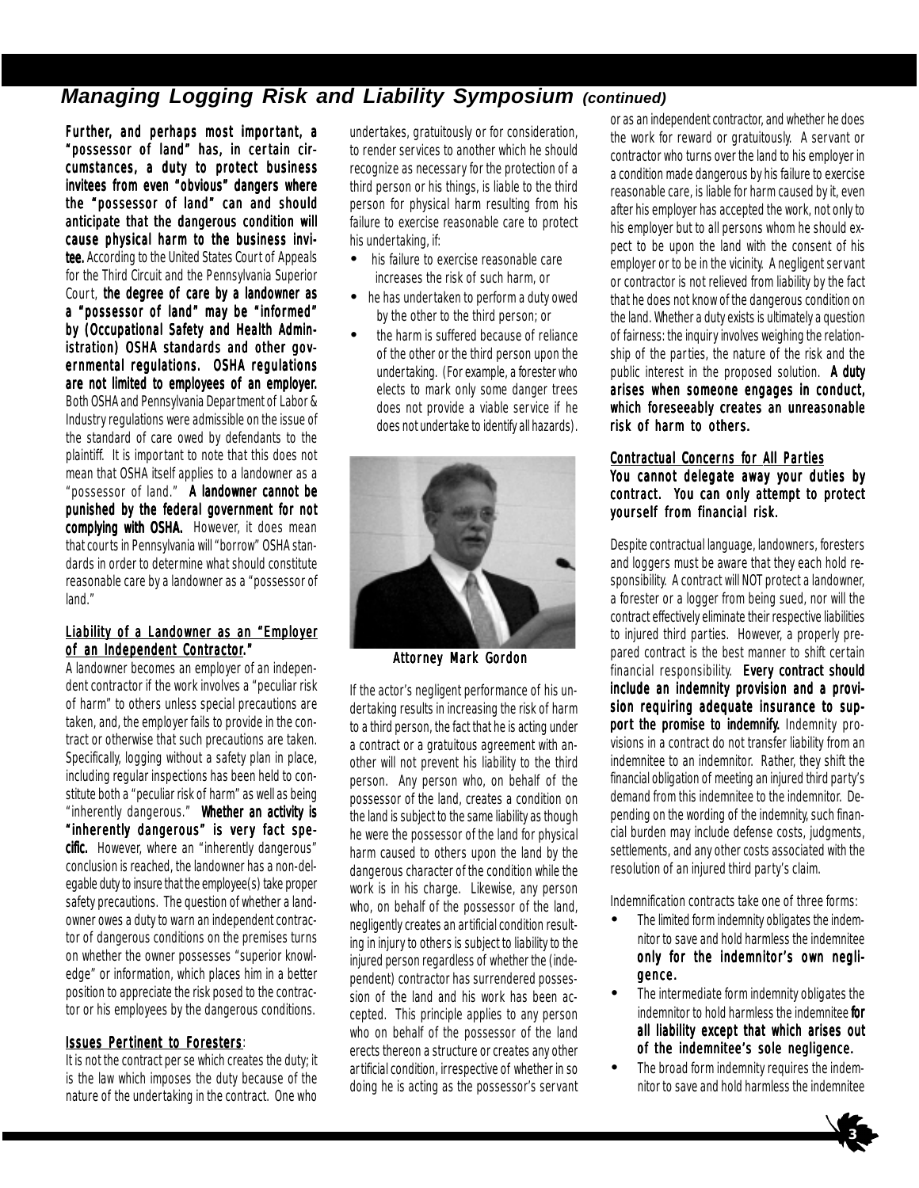## Managing Logging Risk and Liability Symposium *(continued)*

**Further, and perhaps most important, a "possessor of land" has, in certain circumstances, a duty to protect business invitees from even "obvious" dangers where the "possessor of land" can and should anticipate that the dangerous condition will cause physical harm to the business invitee.** According to the United States Court of Appeals for the Third Circuit and the Pennsylvania Superior Court, **the degree of care by a landowner as a "possessor of land" may be "informed" by (Occupational Safety and Health Administration) OSHA standards and other governmental regulations. OSHA regulations are not limited to employees of an employer.** Both OSHA and Pennsylvania Department of Labor & Industry regulations were admissible on the issue of the standard of care owed by defendants to the plaintiff. It is important to note that this does not mean that OSHA itself applies to a landowner as a "possessor of land." **A landowner cannot be punished by the federal government for not complying with OSHA.** However, it does mean that courts in Pennsylvania will "borrow" OSHA standards in order to determine what should constitute reasonable care by a landowner as a "possessor of land."

### Liability of a Landowner as an "Employer of an Independent Contractor."

A landowner becomes an employer of an independent contractor if the work involves a "peculiar risk of harm" to others unless special precautions are taken, and, the employer fails to provide in the contract or otherwise that such precautions are taken. Specifically, logging without a safety plan in place, including regular inspections has been held to constitute both a "peculiar risk of harm" as well as being "inherently dangerous." **Whether an activity is "inherently dangerous" is very fact specific.** However, where an "inherently dangerous" conclusion is reached, the landowner has a non-delegable duty to insure that the employee(s) take proper safety precautions. The question of whether a landowner owes a duty to warn an independent contractor of dangerous conditions on the premises turns on whether the owner possesses "superior knowledge" or information, which places him in a better position to appreciate the risk posed to the contractor or his employees by the dangerous conditions.

### Issues Pertinent to Foresters:

It is not the contract per se which creates the duty; it is the law which imposes the duty because of the nature of the undertaking in the contract. One who undertakes, gratuitously or for consideration, to render services to another which he should recognize as necessary for the protection of a third person or his things, is liable to the third person for physical harm resulting from his failure to exercise reasonable care to protect his undertaking, if:

- his failure to exercise reasonable care increases the risk of such harm, or
- he has undertaken to perform a duty owed by the other to the third person; or
- the harm is suffered because of reliance of the other or the third person upon the undertaking. (For example, a forester who elects to mark only some danger trees does not provide a viable service if he does not undertake to identify all hazards).

Attorney Mark Gordon

If the actor's negligent performance of his undertaking results in increasing the risk of harm to a third person, the fact that he is acting under a contract or a gratuitous agreement with another will not prevent his liability to the third person. Any person who, on behalf of the possessor of the land, creates a condition on the land is subject to the same liability as though he were the possessor of the land for physical harm caused to others upon the land by the dangerous character of the condition while the work is in his charge. Likewise, any person who, on behalf of the possessor of the land, negligently creates an artificial condition resulting in injury to others is subject to liability to the injured person regardless of whether the (independent) contractor has surrendered possession of the land and his work has been accepted. This principle applies to any person who on behalf of the possessor of the land erects thereon a structure or creates any other artificial condition, irrespective of whether in so doing he is acting as the possessor's servant or as an independent contractor, and whether he does the work for reward or gratuitously. A servant or contractor who turns over the land to his employer in a condition made dangerous by his failure to exercise reasonable care, is liable for harm caused by it, even after his employer has accepted the work, not only to his employer but to all persons whom he should expect to be upon the land with the consent of his employer or to be in the vicinity. A negligent servant or contractor is not relieved from liability by the fact that he does not know of the dangerous condition on the land. Whether a duty exists is ultimately a question of fairness: the inquiry involves weighing the relationship of the parties, the nature of the risk and the public interest in the proposed solution. **A duty arises when someone engages in conduct, which foreseeably creates an unreasonable risk of harm to others.**

### Contractual Concerns for All Parties

**You cannot delegate away your duties by contract. You can only attempt to protect yourself from financial risk.**

Despite contractual language, landowners, foresters and loggers must be aware that they each hold responsibility. A contract will NOT protect a landowner, a forester or a logger from being sued, nor will the contract effectively eliminate their respective liabilities to injured third parties. However, a properly prepared contract is the best manner to shift certain financial responsibility. **Every contract should include an indemnity provision and a provision requiring adequate insurance to support the promise to indemnify.** Indemnity provisions in a contract do not transfer liability from an indemnitee to an indemnitor. Rather, they shift the financial obligation of meeting an injured third party's demand from this indemnitee to the indemnitor. Depending on the wording of the indemnity, such financial burden may include defense costs, judgments, settlements, and any other costs associated with the resolution of an injured third party's claim.

Indemnification contracts take one of three forms:

- The limited form indemnity obligates the indemnitor to save and hold harmless the indemnitee **only for the indemnitor's own negligence.**
- The intermediate form indemnity obligates the indemnitor to hold harmless the indemnitee **for all liability except that which arises out of the indemnitee's sole negligence.**
- The broad form indemnity requires the indemnitor to save and hold harmless the indemnitee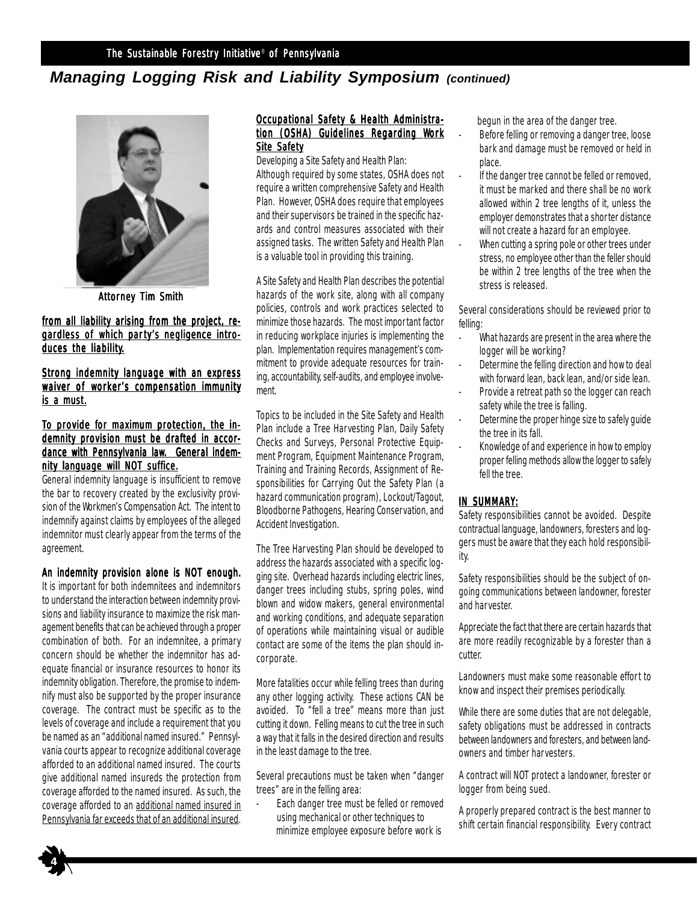## Managing Logging Risk and Liability Symposium *(continued)*

Attorney Tim Smith

**from all liability arising from the project, regardless of which party's negligence introduces the liability.**

**Strong indemnity language with an express waiver of worker's compensation immunity is a must.**

**To provide for maximum protection, the indemnity provision must be drafted in accordance with Pennsylvania law. General indemnity language will NOT suffice.**

General indemnity language is insufficient to remove the bar to recovery created by the exclusivity provision of the Workmen's Compensation Act. The intent to indemnify against claims by employees of the alleged indemnitor must clearly appear from the terms of the agreement.

**An indemnity provision alone is NOT enough.**

It is important for both indemnitees and indemnitors to understand the interaction between indemnity provisions and liability insurance to maximize the risk management benefits that can be achieved through a proper combination of both. For an indemnitee, a primary concern should be whether the indemnitor has adequate financial or insurance resources to honor its indemnity obligation. Therefore, the promise to indemnify must also be supported by the proper insurance coverage. The contract must be specific as to the levels of coverage and include a requirement that you be named as an "additional named insured." Pennsylvania courts appear to recognize additional coverage afforded to an additional named insured. The courts give additional named insureds the protection from coverage afforded to the named insured. As such, the coverage afforded to an additional named insured in Pennsylvania far exceeds that of an additional insured.

### Occupational Safety & Health Administration (OSHA) Guidelines Regarding Work Site Safety

Developing a Site Safety and Health Plan:

Although required by some states, OSHA does not require a written comprehensive Safety and Health Plan. However, OSHA does require that employees and their supervisors be trained in the specific hazards and control measures associated with their assigned tasks. The written Safety and Health Plan is a valuable tool in providing this training.

A Site Safety and Health Plan describes the potential hazards of the work site, along with all company policies, controls and work practices selected to minimize those hazards. The most important factor in reducing workplace injuries is implementing the plan. Implementation requires management's commitment to provide adequate resources for training, accountability, self-audits, and employee involvement.

Topics to be included in the Site Safety and Health Plan include a Tree Harvesting Plan, Daily Safety Checks and Surveys, Personal Protective Equipment Program, Equipment Maintenance Program, Training and Training Records, Assignment of Responsibilities for Carrying Out the Safety Plan (a hazard communication program), Lockout/Tagout, Bloodborne Pathogens, Hearing Conservation, and Accident Investigation.

The Tree Harvesting Plan should be developed to address the hazards associated with a specific logging site. Overhead hazards including electric lines, danger trees including stubs, spring poles, wind blown and widow makers, general environmental and working conditions, and adequate separation of operations while maintaining visual or audible contact are some of the items the plan should incorporate.

More fatalities occur while felling trees than during any other logging activity. These actions CAN be avoided. To "fell a tree" means more than just cutting it down. Felling means to cut the tree in such a way that it falls in the desired direction and results in the least damage to the tree.

Several precautions must be taken when "danger trees" are in the felling area:

- Each danger tree must be felled or removed using mechanical or other techniques to minimize employee exposure before work is begun in the area of the danger tree.
- Before felling or removing a danger tree, loose bark and damage must be removed or held in place.
- If the danger tree cannot be felled or removed, it must be marked and there shall be no work allowed within 2 tree lengths of it, unless the employer demonstrates that a shorter distance will not create a hazard for an employee.
- When cutting a spring pole or other trees under stress, no employee other than the feller should be within 2 tree lengths of the tree when the stress is released.

Several considerations should be reviewed prior to felling:

- What hazards are present in the area where the logger will be working?
- Determine the felling direction and how to deal with forward lean, back lean, and/or side lean.
- Provide a retreat path so the logger can reach safety while the tree is falling.
- Determine the proper hinge size to safely guide the tree in its fall.
- Knowledge of and experience in how to employ proper felling methods allow the logger to safely fell the tree.

### IN SUMMARY:

Safety responsibilities cannot be avoided. Despite contractual language, landowners, foresters and loggers must be aware that they each hold responsibility.

Safety responsibilities should be the subject of ongoing communications between landowner, forester and harvester.

Appreciate the fact that there are certain hazards that are more readily recognizable by a forester than a cutter.

Landowners must make some reasonable effort to know and inspect their premises periodically.

While there are some duties that are not delegable, safety obligations must be addressed in contracts between landowners and foresters, and between landowners and timber harvesters.

A contract will NOT protect a landowner, forester or logger from being sued.

A properly prepared contract is the best manner to shift certain financial responsibility. Every contract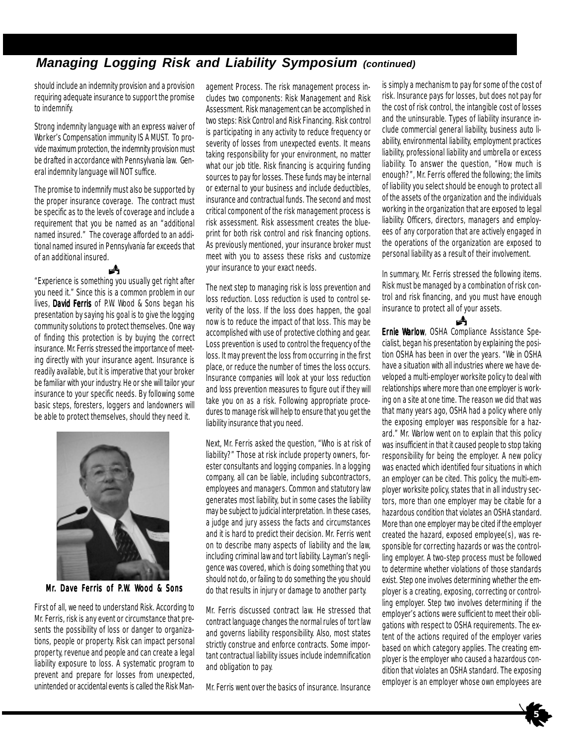## Managing Logging Risk and Liability Symposium *(continued)*

should include an indemnity provision and a provision requiring adequate insurance to support the promise to indemnify.

Strong indemnity language with an express waiver of Worker's Compensation immunity IS A MUST. To provide maximum protection, the indemnity provision must be drafted in accordance with Pennsylvania law. General indemnity language will NOT suffice.

The promise to indemnify must also be supported by the proper insurance coverage. The contract must be specific as to the levels of coverage and include a requirement that you be named as an "additional named insured." The coverage afforded to an additional named insured in Pennsylvania far exceeds that of an additional insured.

"Experience is something you usually get right after you need it." Since this is a common problem in our lives, **David Ferris** of P.W. Wood & Sons began his presentation by saying his goal is to give the logging community solutions to protect themselves. One way of finding this protection is by buying the correct insurance. Mr. Ferris stressed the importance of meeting directly with your insurance agent. Insurance is readily available, but it is imperative that your broker be familiar with your industry. He or she will tailor your insurance to your specific needs. By following some basic steps, foresters, loggers and landowners will be able to protect themselves, should they need it.

**Mr. Dave Ferris of P.W. Wood & Sons**

First of all, we need to understand Risk. According to Mr. Ferris, risk is any event or circumstance that presents the possibility of loss or danger to organizations, people or property. Risk can impact personal property, revenue and people and can create a legal liability exposure to loss. A systematic program to prevent and prepare for losses from unexpected, unintended or accidental events is called the Risk Management Process. The risk management process includes two components: Risk Management and Risk Assessment. Risk management can be accomplished in two steps: Risk Control and Risk Financing. Risk control is participating in any activity to reduce frequency or severity of losses from unexpected events. It means taking responsibility for your environment, no matter what our job title. Risk financing is acquiring funding sources to pay for losses. These funds may be internal or external to your business and include deductibles, insurance and contractual funds. The second and most critical component of the risk management process is risk assessment. Risk assessment creates the blueprint for both risk control and risk financing options. As previously mentioned, your insurance broker must meet with you to assess these risks and customize your insurance to your exact needs.

The next step to managing risk is loss prevention and loss reduction. Loss reduction is used to control severity of the loss. If the loss does happen, the goal now is to reduce the impact of that loss. This may be accomplished with use of protective clothing and gear. Loss prevention is used to control the frequency of the loss. It may prevent the loss from occurring in the first place, or reduce the number of times the loss occurs. Insurance companies will look at your loss reduction and loss prevention measures to figure out if they will take you on as a risk. Following appropriate procedures to manage risk will help to ensure that you get the liability insurance that you need.

Next, Mr. Ferris asked the question, "Who is at risk of liability?" Those at risk include property owners, forester consultants and logging companies. In a logging company, all can be liable, including subcontractors, employees and managers. Common and statutory law generates most liability, but in some cases the liability may be subject to judicial interpretation. In these cases, a judge and jury assess the facts and circumstances and it is hard to predict their decision. Mr. Ferris went on to describe many aspects of liability and the law, including criminal law and tort liability. Layman's negligence was covered, which is doing something that you should not do, or failing to do something the you should do that results in injury or damage to another party.

Mr. Ferris discussed contract law. He stressed that contract language changes the normal rules of tort law and governs liability responsibility. Also, most states strictly construe and enforce contracts. Some important contractual liability issues include indemnification and obligation to pay.

Mr. Ferris went over the basics of insurance. Insurance is simply a mechanism to pay for some of the cost of risk. Insurance pays for losses, but does not pay for the cost of risk control, the intangible cost of losses and the uninsurable. Types of liability insurance include commercial general liability, business auto liability, environmental liability, employment practices liability, professional liability and umbrella or excess liability. To answer the question, "How much is enough?", Mr. Ferris offered the following; the limits of liability you select should be enough to protect all of the assets of the organization and the individuals working in the organization that are exposed to legal liability. Officers, directors, managers and employees of any corporation that are actively engaged in the operations of the organization are exposed to personal liability as a result of their involvement.

In summary, Mr. Ferris stressed the following items. Risk must be managed by a combination of risk control and risk financing, and you must have enough insurance to protect all of your assets.

**Ernie Warlow**, OSHA Compliance Assistance Specialist, began his presentation by explaining the position OSHA has been in over the years. "We in OSHA have a situation with all industries where we have developed a multi-employer worksite policy to deal with relationships where more than one employer is working on a site at one time. The reason we did that was that many years ago, OSHA had a policy where only the exposing employer was responsible for a hazard." Mr. Warlow went on to explain that this policy was insufficient in that it caused people to stop taking responsibility for being the employer. A new policy was enacted which identified four situations in which an employer can be cited. This policy, the multi-employer worksite policy, states that in all industry sectors, more than one employer may be citable for a hazardous condition that violates an OSHA standard. More than one employer may be cited if the employer created the hazard, exposed employee(s), was responsible for correcting hazards or was the controlling employer. A two-step process must be followed to determine whether violations of those standards exist. Step one involves determining whether the employer is a creating, exposing, correcting or controlling employer. Step two involves determining if the employer's actions were sufficient to meet their obligations with respect to OSHA requirements. The extent of the actions required of the employer varies based on which category applies. The creating employer is the employer who caused a hazardous condition that violates an OSHA standard. The exposing employer is an employer whose own employees are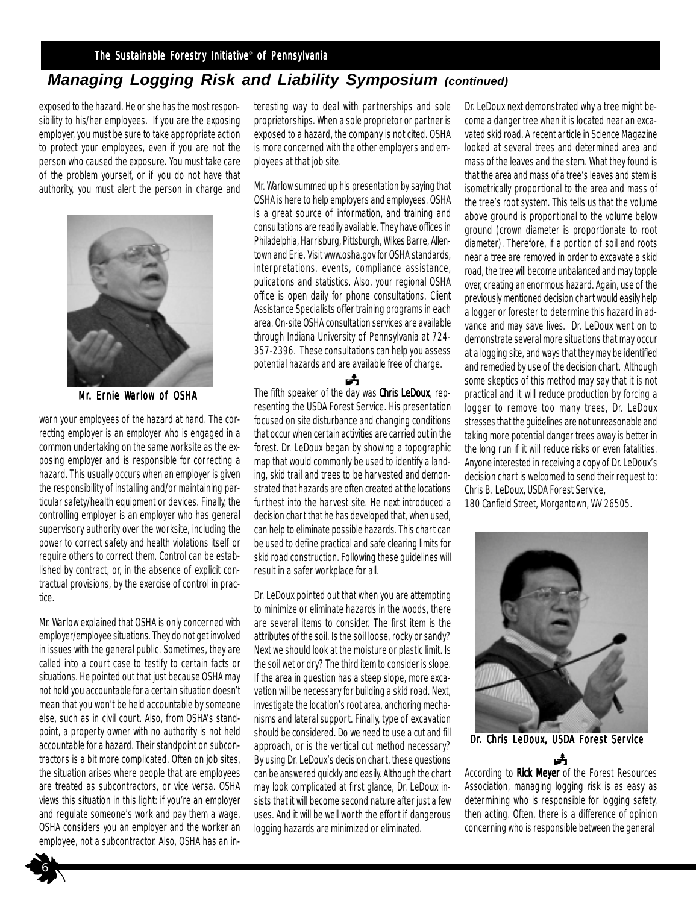## Managing Logging Risk and Liability Symposium *(continued)*

exposed to the hazard. He or she has the most responsibility to his/her employees. If you are the exposing employer, you must be sure to take appropriate action to protect your employees, even if you are not the person who caused the exposure. You must take care of the problem yourself, or if you do not have that authority, you must alert the person in charge and warn your employees of the hazard at hand. The correcting employer is an employer who is engaged in a common undertaking on the same worksite as the exposing employer and is responsible for correcting a hazard. This usually occurs when an employer is given the responsibility of installing and/or maintaining particular safety/health equipment or devices. Finally, the controlling employer is an employer who has general supervisory authority over the worksite, including the power to correct safety and health violations itself or require others to correct them. Control can be established by contract, or, in the absence of explicit contractual provisions, by the exercise of control in practice.

**Mr. Ernie Warlow of OSHA**

Mr. Warlow explained that OSHA is only concerned with employer/employee situations. They do not get involved in issues with the general public. Sometimes, they are called into a court case to testify to certain facts or situations. He pointed out that just because OSHA may not hold you accountable for a certain situation doesn't mean that you won't be held accountable by someone else, such as in civil court. Also, from OSHA's standpoint, a property owner with no authority is not held accountable for a hazard. Their standpoint on subcontractors is a bit more complicated. Often on job sites, the situation arises where people that are employees are treated as subcontractors, or vice versa. OSHA views this situation in this light: if you're an employer and regulate someone's work and pay them a wage, OSHA considers you an employer and the worker an employee, not a subcontractor. Also, OSHA has an interesting way to deal with partnerships and sole proprietorships. When a sole proprietor or partner is exposed to a hazard, the company is not cited. OSHA is more concerned with the other employers and employees at that job site.

Mr. Warlow summed up his presentation by saying that OSHA is here to help employers and employees. OSHA is a great source of information, and training and consultations are readily available. They have offices in Philadelphia, Harrisburg, Pittsburgh, Wilkes Barre, Allentown and Erie. Visit www.osha.gov for OSHA standards, interpretations, events, compliance assistance, pulications and statistics. Also, your regional OSHA office is open daily for phone consultations. Client Assistance Specialists offer training programs in each area. On-site OSHA consultation services are available through Indiana University of Pennsylvania at 724-357-2396. These consultations can help you assess potential hazards and are available free of charge.

The fifth speaker of the day was **Chris LeDoux**, representing the USDA Forest Service. His presentation focused on site disturbance and changing conditions that occur when certain activities are carried out in the forest. Dr. LeDoux began by showing a topographic map that would commonly be used to identify a landing, skid trail and trees to be harvested and demonstrated that hazards are often created at the locations furthest into the harvest site. He next introduced a decision chart that he has developed that, when used, can help to eliminate possible hazards. This chart can be used to define practical and safe clearing limits for skid road construction. Following these guidelines will result in a safer workplace for all.

Dr. LeDoux pointed out that when you are attempting to minimize or eliminate hazards in the woods, there are several items to consider. The first item is the attributes of the soil. Is the soil loose, rocky or sandy? Next we should look at the moisture or plastic limit. Is the soil wet or dry? The third item to consider is slope. If the area in question has a steep slope, more excavation will be necessary for building a skid road. Next, investigate the location's root area, anchoring mechanisms and lateral support. Finally, type of excavation should be considered. Do we need to use a cut and fill approach, or is the vertical cut method necessary? By using Dr. LeDoux's decision chart, these questions can be answered quickly and easily. Although the chart may look complicated at first glance, Dr. LeDoux insists that it will become second nature after just a few uses. And it will be well worth the effort if dangerous logging hazards are minimized or eliminated.

Dr. LeDoux next demonstrated why a tree might become a danger tree when it is located near an excavated skid road. A recent article in Science Magazine looked at several trees and determined area and mass of the leaves and the stem. What they found is that the area and mass of a tree's leaves and stem is isometrically proportional to the area and mass of the tree's root system. This tells us that the volume above ground is proportional to the volume below ground (crown diameter is proportionate to root diameter). Therefore, if a portion of soil and roots near a tree are removed in order to excavate a skid road, the tree will become unbalanced and may topple over, creating an enormous hazard. Again, use of the previously mentioned decision chart would easily help a logger or forester to determine this hazard in advance and may save lives. Dr. LeDoux went on to demonstrate several more situations that may occur at a logging site, and ways that they may be identified and remedied by use of the decision chart. Although some skeptics of this method may say that it is not practical and it will reduce production by forcing a logger to remove too many trees, Dr. LeDoux stresses that the guidelines are not unreasonable and taking more potential danger trees away is better in the long run if it will reduce risks or even fatalities. Anyone interested in receiving a copy of Dr. LeDoux's decision chart is welcomed to send their request to: Chris B. LeDoux, USDA Forest Service,
180 Canfield Street, Morgantown, WV 26505.

**Dr. Chris LeDoux, USDA Forest Service**

According to **Rick Meyer** of the Forest Resources Association, managing logging risk is as easy as determining who is responsible for logging safety, then acting. Often, there is a difference of opinion concerning who is responsible between the general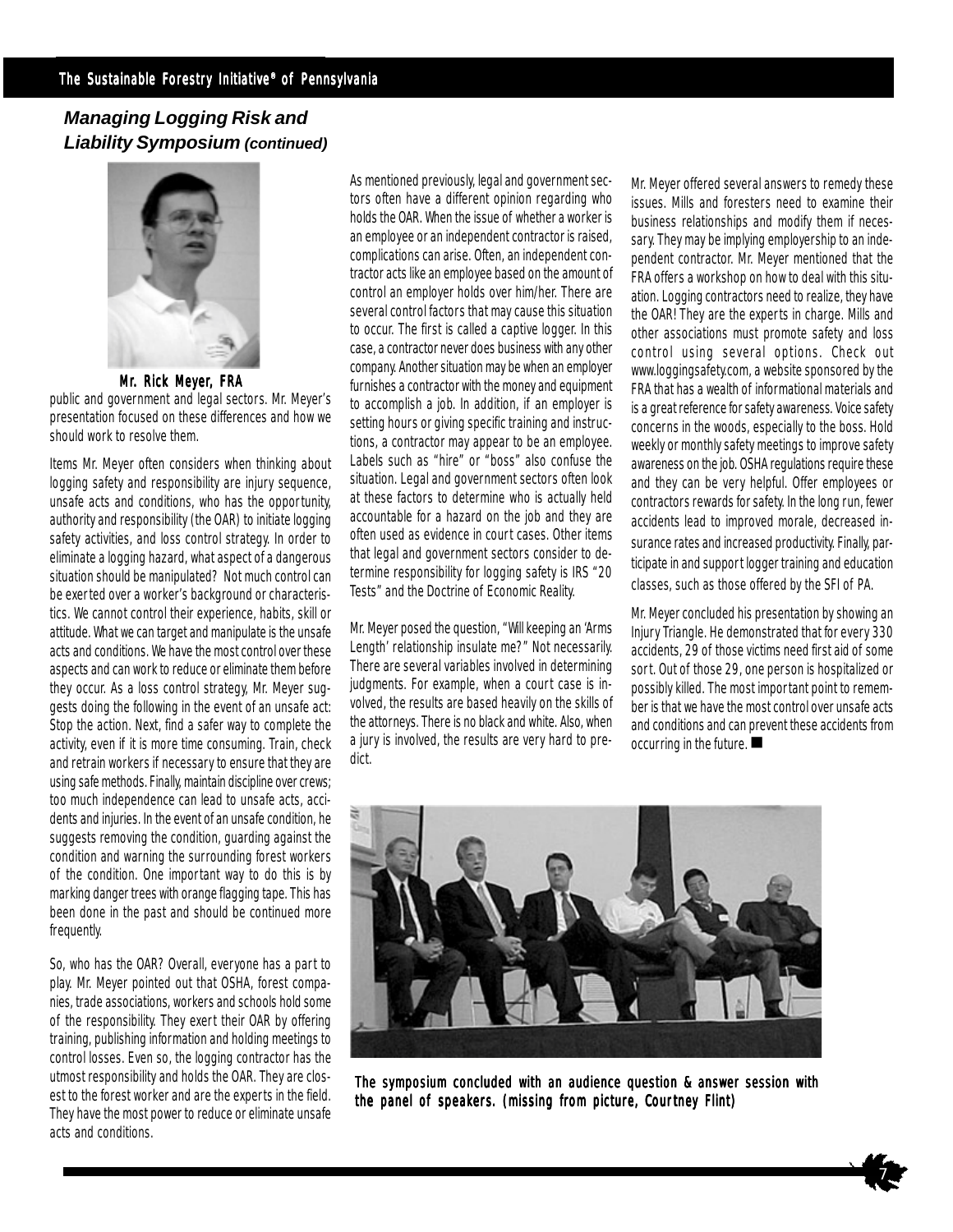## *Managing Logging Risk and Liability Symposium (continued)*

**Mr. Rick Meyer, FRA**

public and government and legal sectors. Mr. Meyer's presentation focused on these differences and how we should work to resolve them.

Items Mr. Meyer often considers when thinking about logging safety and responsibility are injury sequence, unsafe acts and conditions, who has the opportunity, authority and responsibility (the OAR) to initiate logging safety activities, and loss control strategy. In order to eliminate a logging hazard, what aspect of a dangerous situation should be manipulated? Not much control can be exerted over a worker's background or characteristics. We cannot control their experience, habits, skill or attitude. What we can target and manipulate is the unsafe acts and conditions. We have the most control over these aspects and can work to reduce or eliminate them before they occur. As a loss control strategy, Mr. Meyer suggests doing the following in the event of an unsafe act: Stop the action. Next, find a safer way to complete the activity, even if it is more time consuming. Train, check and retrain workers if necessary to ensure that they are using safe methods. Finally, maintain discipline over crews; too much independence can lead to unsafe acts, accidents and injuries. In the event of an unsafe condition, he suggests removing the condition, guarding against the condition and warning the surrounding forest workers of the condition. One important way to do this is by marking danger trees with orange flagging tape. This has been done in the past and should be continued more frequently.

So, who has the OAR? Overall, everyone has a part to play. Mr. Meyer pointed out that OSHA, forest companies, trade associations, workers and schools hold some of the responsibility. They exert their OAR by offering training, publishing information and holding meetings to control losses. Even so, the logging contractor has the utmost responsibility and holds the OAR. They are closest to the forest worker and are the experts in the field. They have the most power to reduce or eliminate unsafe acts and conditions.

As mentioned previously, legal and government sectors often have a different opinion regarding who holds the OAR. When the issue of whether a worker is an employee or an independent contractor is raised, complications can arise. Often, an independent contractor acts like an employee based on the amount of control an employer holds over him/her. There are several control factors that may cause this situation to occur. The first is called a captive logger. In this case, a contractor never does business with any other company. Another situation may be when an employer furnishes a contractor with the money and equipment to accomplish a job. In addition, if an employer is setting hours or giving specific training and instructions, a contractor may appear to be an employee. Labels such as "hire" or "boss" also confuse the situation. Legal and government sectors often look at these factors to determine who is actually held accountable for a hazard on the job and they are often used as evidence in court cases. Other items that legal and government sectors consider to determine responsibility for logging safety is IRS "20 Tests" and the Doctrine of Economic Reality.

Mr. Meyer posed the question, "Will keeping an 'Arms Length' relationship insulate me?" Not necessarily. There are several variables involved in determining judgments. For example, when a court case is involved, the results are based heavily on the skills of the attorneys. There is no black and white. Also, when a jury is involved, the results are very hard to predict.

Mr. Meyer offered several answers to remedy these issues. Mills and foresters need to examine their business relationships and modify them if necessary. They may be implying employership to an independent contractor. Mr. Meyer mentioned that the FRA offers a workshop on how to deal with this situation. Logging contractors need to realize, they have the OAR! They are the experts in charge. Mills and other associations must promote safety and loss control using several options. Check out www.loggingsafety.com, a website sponsored by the FRA that has a wealth of informational materials and is a great reference for safety awareness. Voice safety concerns in the woods, especially to the boss. Hold weekly or monthly safety meetings to improve safety awareness on the job. OSHA regulations require these and they can be very helpful. Offer employees or contractors rewards for safety. In the long run, fewer accidents lead to improved morale, decreased insurance rates and increased productivity. Finally, participate in and support logger training and education classes, such as those offered by the SFI of PA.

Mr. Meyer concluded his presentation by showing an Injury Triangle. He demonstrated that for every 330 accidents, 29 of those victims need first aid of some sort. Out of those 29, one person is hospitalized or possibly killed. The most important point to remember is that we have the most control over unsafe acts and conditions and can prevent these accidents from occurring in the future. ■

**The symposium concluded with an audience question & answer session with the panel of speakers. (missing from picture, Courtney Flint)**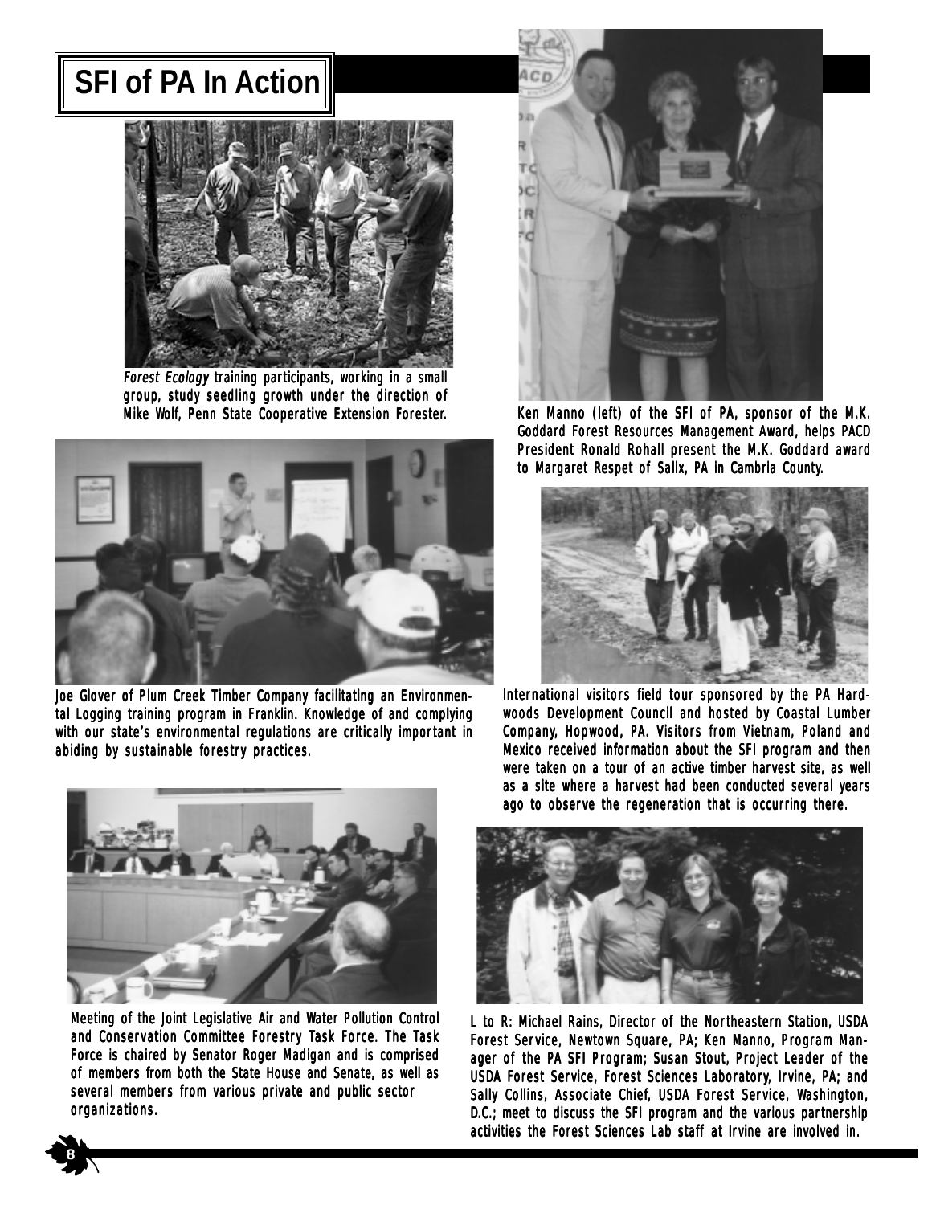# SFI of PA In Action

*Forest Ecology* training participants, working in a small group, study seedling growth under the direction of Mike Wolf, Penn State Cooperative Extension Forester.

Joe Glover of Plum Creek Timber Company facilitating an Environmental Logging training program in Franklin. Knowledge of and complying with our state's environmental regulations are critically important in abiding by sustainable forestry practices.

Meeting of the Joint Legislative Air and Water Pollution Control and Conservation Committee Forestry Task Force. The Task Force is chaired by Senator Roger Madigan and is comprised of members from both the State House and Senate, as well as several members from various private and public sector organizations.

Ken Manno (left) of the SFI of PA, sponsor of the M.K. Goddard Forest Resources Management Award, helps PACD President Ronald Rohall present the M.K. Goddard award to Margaret Respet of Salix, PA in Cambria County.

International visitors field tour sponsored by the PA Hardwoods Development Council and hosted by Coastal Lumber Company, Hopwood, PA. Visitors from Vietnam, Poland and Mexico received information about the SFI program and then were taken on a tour of an active timber harvest site, as well as a site where a harvest had been conducted several years ago to observe the regeneration that is occurring there.

L to R: Michael Rains, Director of the Northeastern Station, USDA Forest Service, Newtown Square, PA; Ken Manno, Program Manager of the PA SFI Program; Susan Stout, Project Leader of the USDA Forest Service, Forest Sciences Laboratory, Irvine, PA; and Sally Collins, Associate Chief, USDA Forest Service, Washington, D.C.; meet to discuss the SFI program and the various partnership activities the Forest Sciences Lab staff at Irvine are involved in.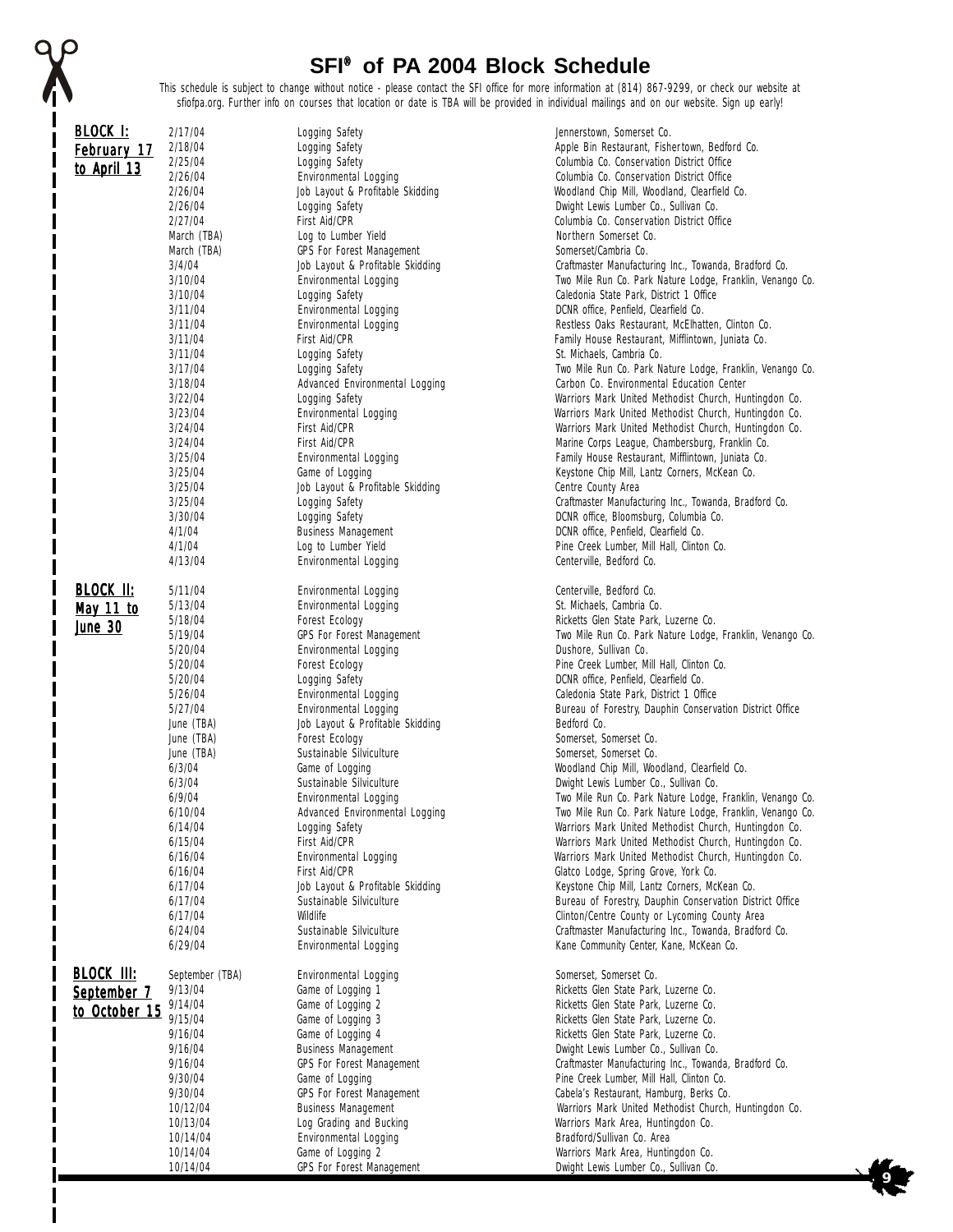# SFI® of PA 2004 Block Schedule

This schedule is subject to change without notice - please contact the SFI office for more information at (814) 867-9299, or check our website at sfiofpa.org. Further info on courses that location or date is TBA will be provided in individual mailings and on our website. Sign up early!

| Block | Date | Course | Location |
|---|---|---|---|
| **BLOCK I: February 17 to April 13** | 2/17/04 | Logging Safety | Jennerstown, Somerset Co. |
| | 2/18/04 | Logging Safety | Apple Bin Restaurant, Fishertown, Bedford Co. |
| | 2/25/04 | Logging Safety | Columbia Co. Conservation District Office |
| | 2/26/04 | Environmental Logging | Columbia Co. Conservation District Office |
| | 2/26/04 | Job Layout & Profitable Skidding | Woodland Chip Mill, Woodland, Clearfield Co. |
| | 2/26/04 | Logging Safety | Dwight Lewis Lumber Co., Sullivan Co. |
| | 2/27/04 | First Aid/CPR | Columbia Co. Conservation District Office |
| | March (TBA) | Log to Lumber Yield | Northern Somerset Co. |
| | March (TBA) | GPS For Forest Management | Somerset/Cambria Co. |
| | 3/4/04 | Job Layout & Profitable Skidding | Craftmaster Manufacturing Inc., Towanda, Bradford Co. |
| | 3/10/04 | Environmental Logging | Two Mile Run Co. Park Nature Lodge, Franklin, Venango Co. |
| | 3/10/04 | Logging Safety | Caledonia State Park, District 1 Office |
| | 3/11/04 | Environmental Logging | DCNR office, Penfield, Clearfield Co. |
| | 3/11/04 | Environmental Logging | Restless Oaks Restaurant, McElhatten, Clinton Co. |
| | 3/11/04 | First Aid/CPR | Family House Restaurant, Mifflintown, Juniata Co. |
| | 3/11/04 | Logging Safety | St. Michaels, Cambria Co. |
| | 3/17/04 | Logging Safety | Two Mile Run Co. Park Nature Lodge, Franklin, Venango Co. |
| | 3/18/04 | Advanced Environmental Logging | Carbon Co. Environmental Education Center |
| | 3/22/04 | Logging Safety | Warriors Mark United Methodist Church, Huntingdon Co. |
| | 3/23/04 | Environmental Logging | Warriors Mark United Methodist Church, Huntingdon Co. |
| | 3/24/04 | First Aid/CPR | Warriors Mark United Methodist Church, Huntingdon Co. |
| | 3/24/04 | First Aid/CPR | Marine Corps League, Chambersburg, Franklin Co. |
| | 3/25/04 | Environmental Logging | Family House Restaurant, Mifflintown, Juniata Co. |
| | 3/25/04 | Game of Logging | Keystone Chip Mill, Lantz Corners, McKean Co. |
| | 3/25/04 | Job Layout & Profitable Skidding | Centre County Area |
| | 3/25/04 | Logging Safety | Craftmaster Manufacturing Inc., Towanda, Bradford Co. |
| | 3/30/04 | Logging Safety | DCNR office, Bloomsburg, Columbia Co. |
| | 4/1/04 | Business Management | DCNR office, Penfield, Clearfield Co. |
| | 4/1/04 | Log to Lumber Yield | Pine Creek Lumber, Mill Hall, Clinton Co. |
| | 4/13/04 | Environmental Logging | Centerville, Bedford Co. |
| **BLOCK II: May 11 to June 30** | 5/11/04 | Environmental Logging | Centerville, Bedford Co. |
| | 5/13/04 | Environmental Logging | St. Michaels, Cambria Co. |
| | 5/18/04 | Forest Ecology | Ricketts Glen State Park, Luzerne Co. |
| | 5/19/04 | GPS For Forest Management | Two Mile Run Co. Park Nature Lodge, Franklin, Venango Co. |
| | 5/20/04 | Environmental Logging | Dushore, Sullivan Co. |
| | 5/20/04 | Forest Ecology | Pine Creek Lumber, Mill Hall, Clinton Co. |
| | 5/20/04 | Logging Safety | DCNR office, Penfield, Clearfield Co. |
| | 5/26/04 | Environmental Logging | Caledonia State Park, District 1 Office |
| | 5/27/04 | Environmental Logging | Bureau of Forestry, Dauphin Conservation District Office |
| | June (TBA) | Job Layout & Profitable Skidding | Bedford Co. |
| | June (TBA) | Forest Ecology | Somerset, Somerset Co. |
| | June (TBA) | Sustainable Silviculture | Somerset, Somerset Co. |
| | 6/3/04 | Game of Logging | Woodland Chip Mill, Woodland, Clearfield Co. |
| | 6/3/04 | Sustainable Silviculture | Dwight Lewis Lumber Co., Sullivan Co. |
| | 6/9/04 | Environmental Logging | Two Mile Run Co. Park Nature Lodge, Franklin, Venango Co. |
| | 6/10/04 | Advanced Environmental Logging | Two Mile Run Co. Park Nature Lodge, Franklin, Venango Co. |
| | 6/14/04 | Logging Safety | Warriors Mark United Methodist Church, Huntingdon Co. |
| | 6/15/04 | First Aid/CPR | Warriors Mark United Methodist Church, Huntingdon Co. |
| | 6/16/04 | Environmental Logging | Warriors Mark United Methodist Church, Huntingdon Co. |
| | 6/16/04 | First Aid/CPR | Glatco Lodge, Spring Grove, York Co. |
| | 6/17/04 | Job Layout & Profitable Skidding | Keystone Chip Mill, Lantz Corners, McKean Co. |
| | 6/17/04 | Sustainable Silviculture | Bureau of Forestry, Dauphin Conservation District Office |
| | 6/17/04 | Wildlife | Clinton/Centre County or Lycoming County Area |
| | 6/24/04 | Sustainable Silviculture | Craftmaster Manufacturing Inc., Towanda, Bradford Co. |
| | 6/29/04 | Environmental Logging | Kane Community Center, Kane, McKean Co. |
| **BLOCK III: September 7 to October 15** | September (TBA) | Environmental Logging | Somerset, Somerset Co. |
| | 9/13/04 | Game of Logging 1 | Ricketts Glen State Park, Luzerne Co. |
| | 9/14/04 | Game of Logging 2 | Ricketts Glen State Park, Luzerne Co. |
| | 9/15/04 | Game of Logging 3 | Ricketts Glen State Park, Luzerne Co. |
| | 9/16/04 | Game of Logging 4 | Ricketts Glen State Park, Luzerne Co. |
| | 9/16/04 | Business Management | Dwight Lewis Lumber Co., Sullivan Co. |
| | 9/16/04 | GPS For Forest Management | Craftmaster Manufacturing Inc., Towanda, Bradford Co. |
| | 9/30/04 | Game of Logging | Pine Creek Lumber, Mill Hall, Clinton Co. |
| | 9/30/04 | GPS For Forest Management | Cabela's Restaurant, Hamburg, Berks Co. |
| | 10/12/04 | Business Management | Warriors Mark United Methodist Church, Huntingdon Co. |
| | 10/13/04 | Log Grading and Bucking | Warriors Mark Area, Huntingdon Co. |
| | 10/14/04 | Environmental Logging | Bradford/Sullivan Co. Area |
| | 10/14/04 | Game of Logging 2 | Warriors Mark Area, Huntingdon Co. |
| | 10/14/04 | GPS For Forest Management | Dwight Lewis Lumber Co., Sullivan Co. |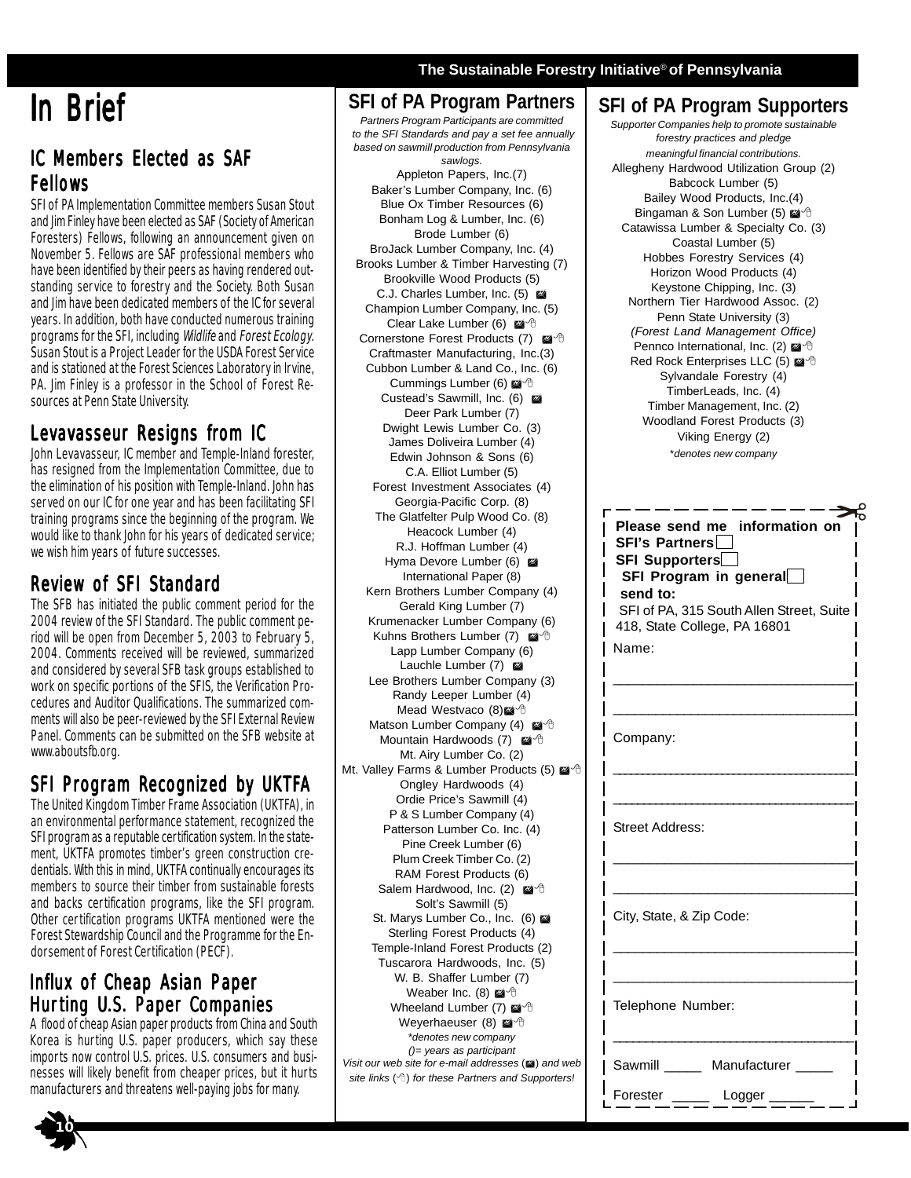# In Brief

## IC Members Elected as SAF Fellows

SFI of PA Implementation Committee members Susan Stout and Jim Finley have been elected as SAF (Society of American Foresters) Fellows, following an announcement given on November 5. Fellows are SAF professional members who have been identified by their peers as having rendered outstanding service to forestry and the Society. Both Susan and Jim have been dedicated members of the IC for several years. In addition, both have conducted numerous training programs for the SFI, including *Wildlife* and *Forest Ecology*. Susan Stout is a Project Leader for the USDA Forest Service and is stationed at the Forest Sciences Laboratory in Irvine, PA. Jim Finley is a professor in the School of Forest Resources at Penn State University.

## Levavasseur Resigns from IC

John Levavasseur, IC member and Temple-Inland forester, has resigned from the Implementation Committee, due to the elimination of his position with Temple-Inland. John has served on our IC for one year and has been facilitating SFI training programs since the beginning of the program. We would like to thank John for his years of dedicated service; we wish him years of future successes.

## Review of SFI Standard

The SFB has initiated the public comment period for the 2004 review of the SFI Standard. The public comment period will be open from December 5, 2003 to February 5, 2004. Comments received will be reviewed, summarized and considered by several SFB task groups established to work on specific portions of the SFIS, the Verification Procedures and Auditor Qualifications. The summarized comments will also be peer-reviewed by the SFI External Review Panel. Comments can be submitted on the SFB website at www.aboutsfb.org.

## SFI Program Recognized by UKTFA

The United Kingdom Timber Frame Association (UKTFA), in an environmental performance statement, recognized the SFI program as a reputable certification system. In the statement, UKTFA promotes timber's green construction credentials. With this in mind, UKTFA continually encourages its members to source their timber from sustainable forests and backs certification programs, like the SFI program. Other certification programs UKTFA mentioned were the Forest Stewardship Council and the Programme for the Endorsement of Forest Certification (PECF).

## Influx of Cheap Asian Paper Hurting U.S. Paper Companies

A flood of cheap Asian paper products from China and South Korea is hurting U.S. paper producers, which say these imports now control U.S. prices. U.S. consumers and businesses will likely benefit from cheaper prices, but it hurts manufacturers and threatens well-paying jobs for many.

## SFI of PA Program Partners

*Partners Program Participants are committed to the SFI Standards and pay a set fee annually based on sawmill production from Pennsylvania sawlogs.*

Appleton Papers, Inc.(7)
Baker's Lumber Company, Inc. (6)
Blue Ox Timber Resources (6)
Bonham Log & Lumber, Inc. (6)
Brode Lumber (6)
BroJack Lumber Company, Inc. (4)
Brooks Lumber & Timber Harvesting (7)
Brookville Wood Products (5)
C.J. Charles Lumber, Inc. (5) ✉
Champion Lumber Company, Inc. (5)
Clear Lake Lumber (6) ✉☝
Cornerstone Forest Products (7) ✉☝
Craftmaster Manufacturing, Inc.(3)
Cubbon Lumber & Land Co., Inc. (6)
Cummings Lumber (6) ✉☝
Custead's Sawmill, Inc. (6) ✉
Deer Park Lumber (7)
Dwight Lewis Lumber Co. (3)
James Doliveira Lumber (4)
Edwin Johnson & Sons (6)
C.A. Elliot Lumber (5)
Forest Investment Associates (4)
Georgia-Pacific Corp. (8)
The Glatfelter Pulp Wood Co. (8)
Heacock Lumber (4)
R.J. Hoffman Lumber (4)
Hyma Devore Lumber (6) ✉
International Paper (8)
Kern Brothers Lumber Company (4)
Gerald King Lumber (7)
Krumenacker Lumber Company (6)
Kuhns Brothers Lumber (7) ✉☝
Lapp Lumber Company (6)
Lauchle Lumber (7) ✉
Lee Brothers Lumber Company (3)
Randy Leeper Lumber (4)
Mead Westvaco (8)✉☝
Matson Lumber Company (4) ✉☝
Mountain Hardwoods (7) ✉☝
Mt. Airy Lumber Co. (2)
Mt. Valley Farms & Lumber Products (5) ✉☝
Ongley Hardwoods (4)
Ordie Price's Sawmill (4)
P & S Lumber Company (4)
Patterson Lumber Co. Inc. (4)
Pine Creek Lumber (6)
Plum Creek Timber Co. (2)
RAM Forest Products (6)
Salem Hardwood, Inc. (2) ✉☝
Solt's Sawmill (5)
St. Marys Lumber Co., Inc. (6) ✉
Sterling Forest Products (4)
Temple-Inland Forest Products (2)
Tuscarora Hardwoods, Inc. (5)
W. B. Shaffer Lumber (7)
Weaber Inc. (8) ✉☝
Wheeland Lumber (7) ✉☝
Weyerhaeuser (8) ✉☝

*\*denotes new company*
*()= years as participant*
*Visit our web site for e-mail addresses (✉) and web site links (☝) for these Partners and Supporters!*

## SFI of PA Program Supporters

*Supporter Companies help to promote sustainable forestry practices and pledge meaningful financial contributions.*

Allegheny Hardwood Utilization Group (2)
Babcock Lumber (5)
Bailey Wood Products, Inc.(4)
Bingaman & Son Lumber (5) ✉☝
Catawissa Lumber & Specialty Co. (3)
Coastal Lumber (5)
Hobbes Forestry Services (4)
Horizon Wood Products (4)
Keystone Chipping, Inc. (3)
Northern Tier Hardwood Assoc. (2)
Penn State University (3)
*(Forest Land Management Office)*
Pennco International, Inc. (2) ✉☝
Red Rock Enterprises LLC (5) ✉☝
Sylvandale Forestry (4)
TimberLeads, Inc. (4)
Timber Management, Inc. (2)
Woodland Forest Products (3)
Viking Energy (2)

*\*denotes new company*

---

**Please send me information on**
**SFI's Partners** ☐
**SFI Supporters** ☐
**SFI Program in general** ☐
**send to:**
SFI of PA, 315 South Allen Street, Suite 418, State College, PA 16801

Name: ______________________________

______________________________

Company: ______________________________

______________________________

Street Address: ______________________________

______________________________

City, State, & Zip Code: ______________________________

______________________________

Telephone Number: ______________________________

Sawmill _____ Manufacturer _____

Forester _____ Logger ______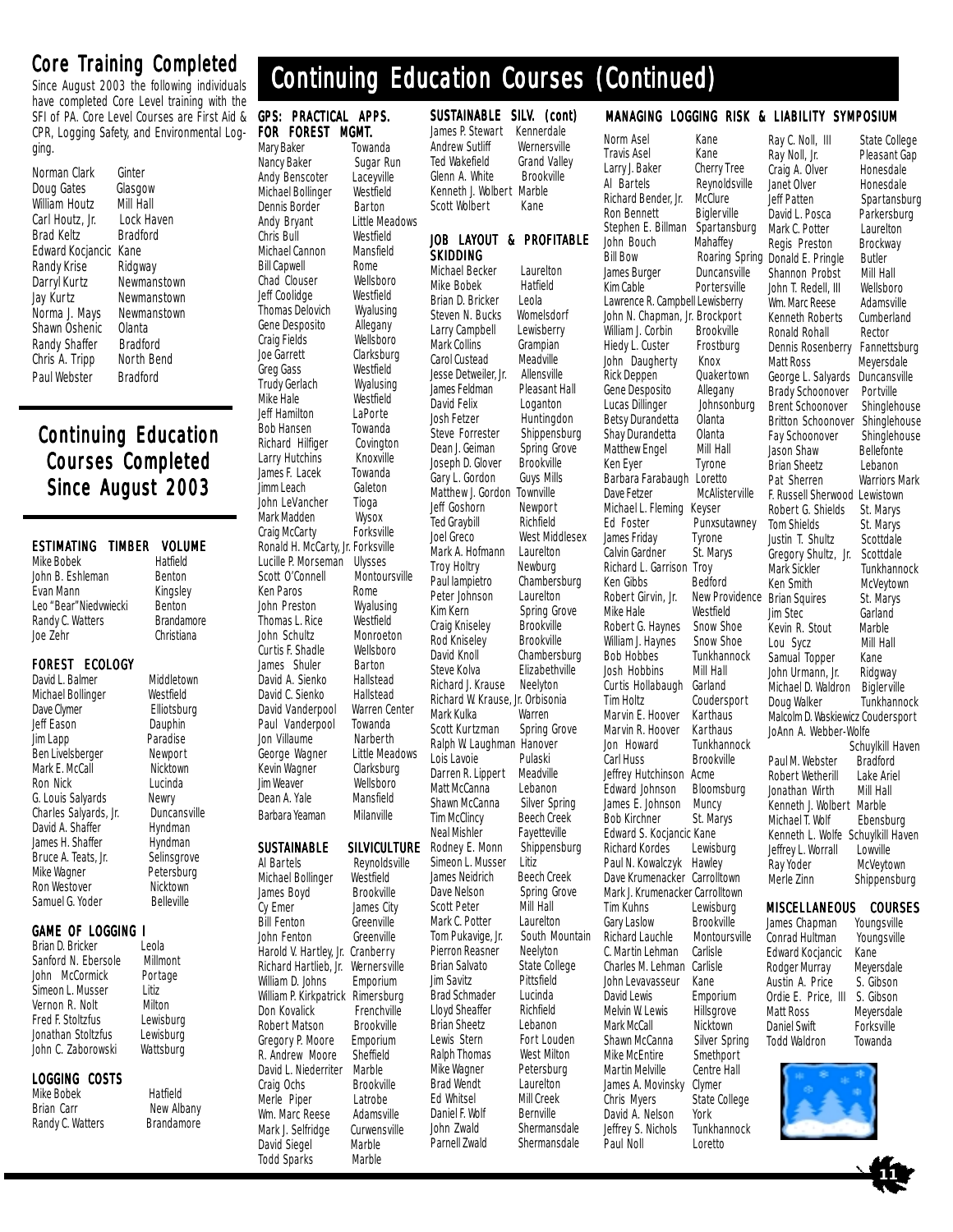## Core Training Completed

Since August 2003 the following individuals have completed Core Level training with the SFI of PA. Core Level Courses are First Aid & CPR, Logging Safety, and Environmental Logging.

| Name | Location |
|---|---|
| Norman Clark | Ginter |
| Doug Gates | Glasgow |
| William Houtz | Mill Hall |
| Carl Houtz, Jr. | Lock Haven |
| Brad Keltz | Bradford |
| Edward Kocjancic | Kane |
| Randy Krise | Ridgway |
| Darryl Kurtz | Newmanstown |
| Jay Kurtz | Newmanstown |
| Norma J. Mays | Newmanstown |
| Shawn Oshenic | Olanta |
| Randy Shaffer | Bradford |
| Chris A. Tripp | North Bend |
| Paul Webster | Bradford |

## Continuing Education Courses Completed Since August 2003

# Continuing Education Courses (Continued)

### ESTIMATING TIMBER VOLUME

| Name | Location |
|---|---|
| Mike Bobek | Hatfield |
| John B. Eshleman | Benton |
| Evan Mann | Kingsley |
| Leo "Bear" Niedwiecki | Benton |
| Randy C. Watters | Brandamore |
| Joe Zehr | Christiana |

### FOREST ECOLOGY

| Name | Location |
|---|---|
| David L. Balmer | Middletown |
| Michael Bollinger | Westfield |
| Dave Clymer | Elliotsburg |
| Jeff Eason | Dauphin |
| Jim Lapp | Paradise |
| Ben Livelsberger | Newport |
| Mark E. McCall | Nicktown |
| Ron Nick | Lucinda |
| G. Louis Salyards | Newry |
| Charles Salyards, Jr. | Duncansville |
| David A. Shaffer | Hyndman |
| James H. Shaffer | Hyndman |
| Bruce A. Teats, Jr. | Selinsgrove |
| Mike Wagner | Petersburg |
| Ron Westover | Nicktown |
| Samuel G. Yoder | Belleville |

### GAME OF LOGGING I

| Name | Location |
|---|---|
| Brian D. Bricker | Leola |
| Sanford N. Ebersole | Millmont |
| John McCormick | Portage |
| Simeon L. Musser | Litiz |
| Vernon R. Nolt | Milton |
| Fred F. Stoltzfus | Lewisburg |
| Jonathan Stoltzfus | Lewisburg |
| John C. Zaborowski | Wattsburg |

### LOGGING COSTS

| Name | Location |
|---|---|
| Mike Bobek | Hatfield |
| Brian Carr | New Albany |
| Randy C. Watters | Brandamore |

### GPS: PRACTICAL APPS. FOR FOREST MGMT.

| Name | Location |
|---|---|
| Mary Baker | Towanda |
| Nancy Baker | Sugar Run |
| Andy Benscoter | Laceyville |
| Michael Bollinger | Westfield |
| Dennis Border | Barton |
| Andy Bryant | Little Meadows |
| Chris Bull | Westfield |
| Michael Cannon | Mansfield |
| Bill Capwell | Rome |
| Chad Clouser | Wellsboro |
| Jeff Coolidge | Westfield |
| Thomas Delovich | Wyalusing |
| Gene Desposito | Allegany |
| Craig Fields | Wellsboro |
| Joe Garrett | Clarksburg |
| Greg Gass | Westfield |
| Trudy Gerlach | Wyalusing |
| Mike Hale | Westfield |
| Jeff Hamilton | LaPorte |
| Bob Hansen | Towanda |
| Richard Hilfiger | Covington |
| Larry Hutchins | Knoxville |
| James F. Lacek | Towanda |
| Jimm Leach | Galeton |
| John LeVancher | Tioga |
| Mark Madden | Wysox |
| Craig McCarty | Forksville |
| Ronald H. McCarty, Jr. | Forksville |
| Lucille P. Morseman | Ulysses |
| Scott O'Connell | Montoursville |
| Ken Paros | Rome |
| John Preston | Wyalusing |
| Thomas L. Rice | Westfield |
| John Schultz | Monroeton |
| Curtis F. Shadle | Wellsboro |
| James Shuler | Barton |
| David A. Sienko | Hallstead |
| David C. Sienko | Hallstead |
| David Vanderpool | Warren Center |
| Paul Vanderpool | Towanda |
| Jon Villaume | Narberth |
| George Wagner | Little Meadows |
| Kevin Wagner | Clarksburg |
| Jim Weaver | Wellsboro |
| Dean A. Yale | Mansfield |
| Barbara Yeaman | Milanville |

### SUSTAINABLE SILVICULTURE

| Name | Location |
|---|---|
| Al Bartels | Reynoldsville |
| Michael Bollinger | Westfield |
| James Boyd | Brookville |
| Cy Emer | James City |
| Bill Fenton | Greenville |
| John Fenton | Greenville |
| Harold V. Hartley, Jr. | Cranberry |
| Richard Hartlieb, Jr. | Wernersville |
| William D. Johns | Emporium |
| William P. Kirkpatrick | Rimersburg |
| Don Kovalick | Frenchville |
| Robert Matson | Brookville |
| Gregory P. Moore | Emporium |
| R. Andrew Moore | Sheffield |
| David L. Niederriter | Marble |
| Craig Ochs | Brookville |
| Merle Piper | Latrobe |
| Wm. Marc Reese | Adamsville |
| Mark J. Selfridge | Curwensville |
| David Siegel | Marble |
| Todd Sparks | Marble |

### SUSTAINABLE SILV. (cont)

| Name | Location |
|---|---|
| James P. Stewart | Kennerdale |
| Andrew Sutliff | Wernersville |
| Ted Wakefield | Grand Valley |
| Glenn A. White | Brookville |
| Kenneth J. Wolbert | Marble |
| Scott Wolbert | Kane |

### JOB LAYOUT & PROFITABLE SKIDDING

| Name | Location |
|---|---|
| Michael Becker | Laurelton |
| Mike Bobek | Hatfield |
| Brian D. Bricker | Leola |
| Steven N. Bucks | Womelsdorf |
| Larry Campbell | Lewisberry |
| Mark Collins | Grampian |
| Carol Custead | Meadville |
| Jesse Detweiler, Jr. | Allensville |
| James Feldman | Pleasant Hall |
| David Felix | Loganton |
| Josh Fetzer | Huntingdon |
| Steve Forrester | Shippensburg |
| Dean J. Geiman | Spring Grove |
| Joseph D. Glover | Brookville |
| Gary L. Gordon | Guys Mills |
| Matthew J. Gordon | Townville |
| Jeff Goshorn | Newport |
| Ted Graybill | Richfield |
| Joel Greco | West Middlesex |
| Mark A. Hofmann | Laurelton |
| Troy Holtry | Newburg |
| Paul Iampietro | Chambersburg |
| Peter Johnson | Laurelton |
| Kim Kern | Spring Grove |
| Craig Kniseley | Brookville |
| Rod Kniseley | Brookville |
| David Knoll | Chambersburg |
| Steve Kolva | Elizabethville |
| Richard J. Krause | Neelyton |
| Richard W. Krause, Jr. | Orbisonia |
| Mark Kulka | Warren |
| Scott Kurtzman | Spring Grove |
| Ralph W. Laughman | Hanover |
| Lois Lavoie | Pulaski |
| Darren R. Lippert | Meadville |
| Matt McCanna | Lebanon |
| Shawn McCanna | Silver Spring |
| Tim McClincy | Beech Creek |
| Neal Mishler | Fayetteville |
| Rodney E. Monn | Shippensburg |
| Simeon L. Musser | Litiz |
| James Neidrich | Beech Creek |
| Dave Nelson | Spring Grove |
| Scott Peter | Mill Hall |
| Mark C. Potter | Laurelton |
| Tom Pukavige, Jr. | South Mountain |
| Pierron Reasner | Neelyton |
| Brian Salvato | State College |
| Jim Savitz | Pittsfield |
| Brad Schmader | Lucinda |
| Lloyd Sheaffer | Richfield |
| Brian Sheetz | Lebanon |
| Lewis Stern | Fort Louden |
| Ralph Thomas | West Milton |
| Mike Wagner | Petersburg |
| Brad Wendt | Laurelton |
| Ed Whitsel | Mill Creek |
| Daniel F. Wolf | Bernville |
| John Zwald | Shermansdale |
| Parnell Zwald | Shermansdale |

### MANAGING LOGGING RISK & LIABILITY SYMPOSIUM

| Name | Location |
|---|---|
| Norm Asel | Kane |
| Travis Asel | Kane |
| Larry J. Baker | Cherry Tree |
| Al Bartels | Reynoldsville |
| Richard Bender, Jr. | McClure |
| Ron Bennett | Biglerville |
| Stephen E. Billman | Spartansburg |
| John Bouch | Mahaffey |
| Bill Bow | Roaring Spring |
| James Burger | Duncansville |
| Kim Cable | Portersville |
| Lawrence R. Campbell | Lewisberry |
| John N. Chapman, Jr. | Brockport |
| William J. Corbin | Brookville |
| Hiedy L. Custer | Frostburg |
| John Daugherty | Knox |
| Rick Deppen | Quakertown |
| Gene Desposito | Allegany |
| Lucas Dillinger | Johnsonburg |
| Betsy Durandetta | Olanta |
| Shay Durandetta | Olanta |
| Matthew Engel | Mill Hall |
| Ken Eyer | Tyrone |
| Barbara Farabaugh | Loretto |
| Dave Fetzer | McAlisterville |
| Michael L. Fleming | Keyser |
| Ed Foster | Punxsutawney |
| James Friday | Tyrone |
| Calvin Gardner | St. Marys |
| Richard L. Garrison | Troy |
| Ken Gibbs | Bedford |
| Robert Girvin, Jr. | New Providence |
| Mike Hale | Westfield |
| Robert G. Haynes | Snow Shoe |
| William J. Haynes | Snow Shoe |
| Bob Hobbes | Tunkhannock |
| Josh Hobbins | Mill Hall |
| Curtis Hollabaugh | Garland |
| Tim Holtz | Coudersport |
| Marvin E. Hoover | Karthaus |
| Marvin R. Hoover | Karthaus |
| Jon Howard | Tunkhannock |
| Carl Huss | Brookville |
| Jeffrey Hutchinson | Acme |
| Edward Johnson | Bloomsburg |
| James E. Johnson | Muncy |
| Bob Kirchner | St. Marys |
| Edward S. Kocjancic | Kane |
| Richard Kordes | Lewisburg |
| Paul N. Kowalczyk | Hawley |
| Dave Krumenacker | Carrolltown |
| Mark J. Krumenacker | Carrolltown |
| Tim Kuhns | Lewisburg |
| Gary Laslow | Brookville |
| Richard Lauchle | Montoursville |
| C. Martin Lehman | Carlisle |
| Charles M. Lehman | Carlisle |
| John Levavasseur | Kane |
| David Lewis | Emporium |
| Melvin W. Lewis | Hillsgrove |
| Mark McCall | Nicktown |
| Shawn McCanna | Silver Spring |
| Mike McEntire | Smethport |
| Martin Melville | Centre Hall |
| James A. Movinsky | Clymer |
| Chris Myers | State College |
| David A. Nelson | York |
| Jeffrey S. Nichols | Tunkhannock |
| Paul Noll | Loretto |
| Ray C. Noll, III | State College |
| Ray Noll, Jr. | Pleasant Gap |
| Craig A. Olver | Honesdale |
| Janet Olver | Honesdale |
| Jeff Patten | Spartansburg |
| David L. Posca | Parkersburg |
| Mark C. Potter | Laurelton |
| Regis Preston | Brockway |
| Donald E. Pringle | Butler |
| Shannon Probst | Mill Hall |
| John T. Redell, III | Wellsboro |
| Wm. Marc Reese | Adamsville |
| Kenneth Roberts | Cumberland |
| Ronald Rohall | Rector |
| Dennis Rosenberry | Fannettsburg |
| Matt Ross | Meyersdale |
| George L. Salyards | Duncansville |
| Brady Schoonover | Portville |
| Brent Schoonover | Shinglehouse |
| Britton Schoonover | Shinglehouse |
| Fay Schoonover | Shinglehouse |
| Jason Shaw | Bellefonte |
| Brian Sheetz | Lebanon |
| Pat Sherren | Warriors Mark |
| F. Russell Sherwood | Lewistown |
| Robert G. Shields | St. Marys |
| Tom Shields | St. Marys |
| Justin T. Shultz | Scottdale |
| Gregory Shultz, Jr. | Scottdale |
| Mark Sickler | Tunkhannock |
| Ken Smith | McVeytown |
| Brian Squires | St. Marys |
| Jim Stec | Garland |
| Kevin R. Stout | Marble |
| Lou Sycz | Mill Hall |
| Samual Topper | Kane |
| John Urmann, Jr. | Ridgway |
| Michael D. Waldron | Biglerville |
| Doug Walker | Tunkhannock |
| Malcolm D. Waskiewicz | Coudersport |
| JoAnn A. Webber-Wolfe | Schuylkill Haven |
| Paul M. Webster | Bradford |
| Robert Wetherill | Lake Ariel |
| Jonathan Wirth | Mill Hall |
| Kenneth J. Wolbert | Marble |
| Michael T. Wolf | Ebensburg |
| Kenneth L. Wolfe | Schuylkill Haven |
| Jeffrey L. Worrall | Lowville |
| Ray Yoder | McVeytown |
| Merle Zinn | Shippensburg |

### MISCELLANEOUS COURSES

| Name | Location |
|---|---|
| James Chapman | Youngsville |
| Conrad Hultman | Youngsville |
| Edward Kocjancic | Kane |
| Rodger Murray | Meyersdale |
| Austin A. Price | S. Gibson |
| Ordie E. Price, III | S. Gibson |
| Matt Ross | Meyersdale |
| Daniel Swift | Forksville |
| Todd Waldron | Towanda |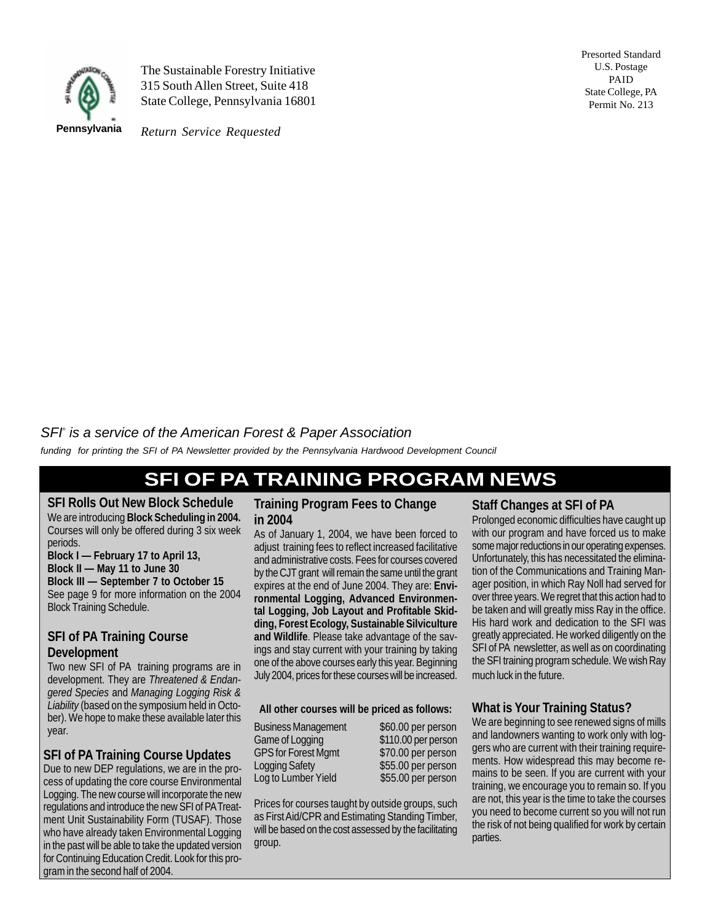Pennsylvania

The Sustainable Forestry Initiative
315 South Allen Street, Suite 418
State College, Pennsylvania 16801

*Return Service Requested*

Presorted Standard
U.S. Postage
PAID
State College, PA
Permit No. 213

*SFI® is a service of the American Forest & Paper Association*

*funding for printing the SFI of PA Newsletter provided by the Pennsylvania Hardwood Development Council*

# SFI OF PA TRAINING PROGRAM NEWS

## SFI Rolls Out New Block Schedule

We are introducing **Block Scheduling in 2004.** Courses will only be offered during 3 six week periods.

**Block I — February 17 to April 13,**
**Block II — May 11 to June 30**
**Block III — September 7 to October 15**

See page 9 for more information on the 2004 Block Training Schedule.

## SFI of PA Training Course Development

Two new SFI of PA training programs are in development. They are *Threatened & Endangered Species* and *Managing Logging Risk & Liability* (based on the symposium held in October). We hope to make these available later this year.

## SFI of PA Training Course Updates

Due to new DEP regulations, we are in the process of updating the core course Environmental Logging. The new course will incorporate the new regulations and introduce the new SFI of PA Treatment Unit Sustainability Form (TUSAF). Those who have already taken Environmental Logging in the past will be able to take the updated version for Continuing Education Credit. Look for this program in the second half of 2004.

## Training Program Fees to Change in 2004

As of January 1, 2004, we have been forced to adjust training fees to reflect increased facilitative and administrative costs. Fees for courses covered by the CJT grant will remain the same until the grant expires at the end of June 2004. They are: **Environmental Logging, Advanced Environmental Logging, Job Layout and Profitable Skidding, Forest Ecology, Sustainable Silviculture and Wildlife**. Please take advantage of the savings and stay current with your training by taking one of the above courses early this year. Beginning July 2004, prices for these courses will be increased.

**All other courses will be priced as follows:**

| | |
|---|---|
| Business Management | $60.00 per person |
| Game of Logging | $110.00 per person |
| GPS for Forest Mgmt | $70.00 per person |
| Logging Safety | $55.00 per person |
| Log to Lumber Yield | $55.00 per person |

Prices for courses taught by outside groups, such as First Aid/CPR and Estimating Standing Timber, will be based on the cost assessed by the facilitating group.

## Staff Changes at SFI of PA

Prolonged economic difficulties have caught up with our program and have forced us to make some major reductions in our operating expenses. Unfortunately, this has necessitated the elimination of the Communications and Training Manager position, in which Ray Noll had served for over three years. We regret that this action had to be taken and will greatly miss Ray in the office. His hard work and dedication to the SFI was greatly appreciated. He worked diligently on the SFI of PA newsletter, as well as on coordinating the SFI training program schedule. We wish Ray much luck in the future.

## What is Your Training Status?

We are beginning to see renewed signs of mills and landowners wanting to work only with loggers who are current with their training requirements. How widespread this may become remains to be seen. If you are current with your training, we encourage you to remain so. If you are not, this year is the time to take the courses you need to become current so you will not run the risk of not being qualified for work by certain parties.